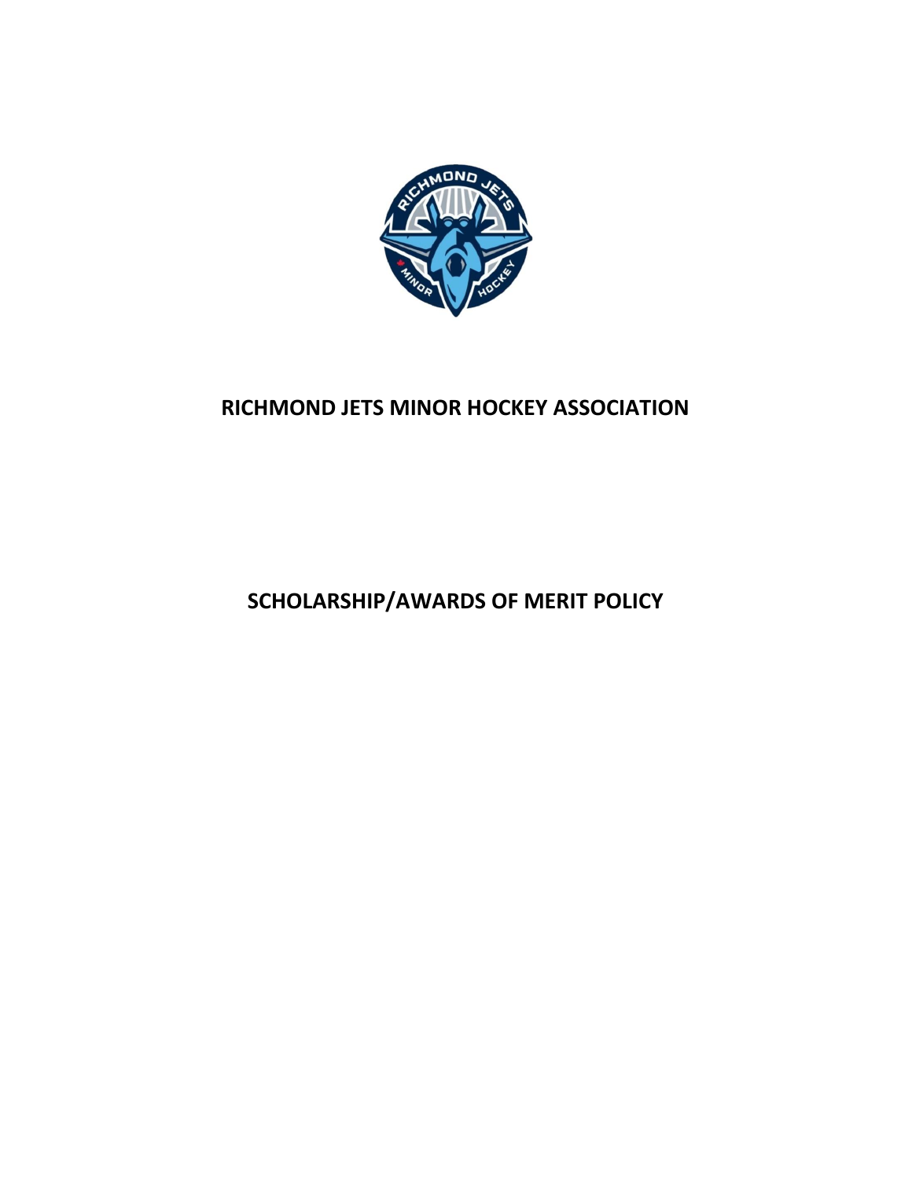# RICHMOND JETS MINOR HOCKEY ASSOCIATION

# SCHOLARSHIP/AWARDS OF MERIT POLICY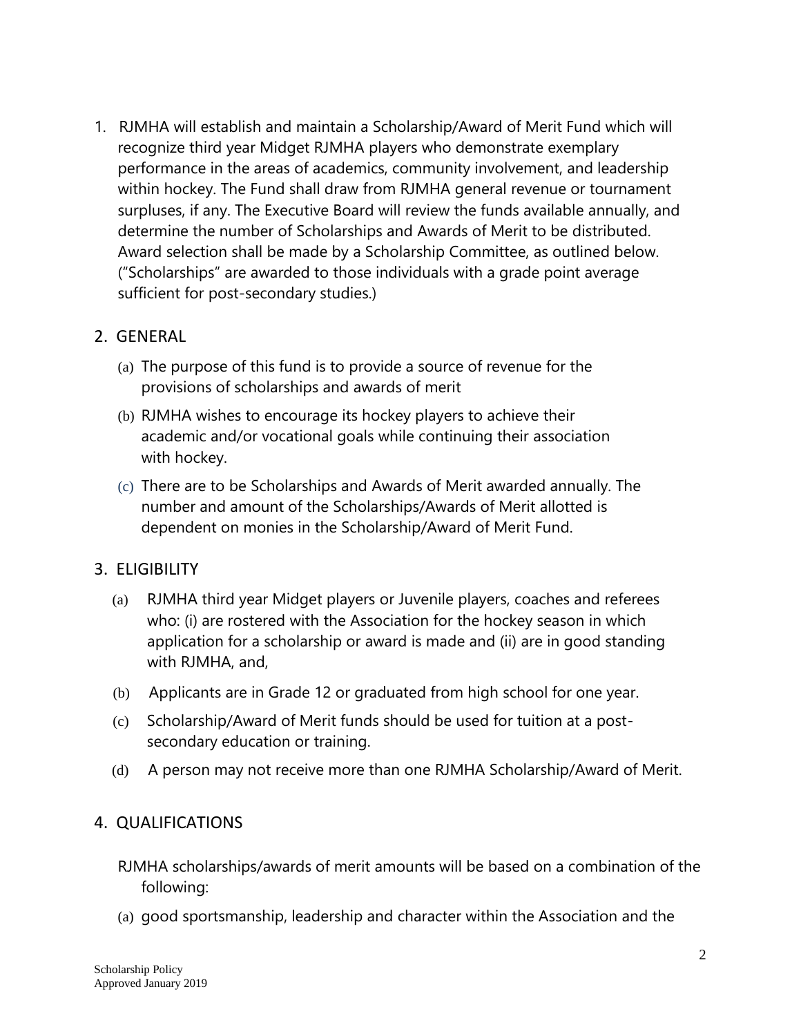1. RJMHA will establish and maintain a Scholarship/Award of Merit Fund which will recognize third year Midget RJMHA players who demonstrate exemplary performance in the areas of academics, community involvement, and leadership within hockey. The Fund shall draw from RJMHA general revenue or tournament surpluses, if any. The Executive Board will review the funds available annually, and determine the number of Scholarships and Awards of Merit to be distributed. Award selection shall be made by a Scholarship Committee, as outlined below. ("Scholarships" are awarded to those individuals with a grade point average sufficient for post-secondary studies.)

## 2. GENERAL

(a) The purpose of this fund is to provide a source of revenue for the provisions of scholarships and awards of merit

(b) RJMHA wishes to encourage its hockey players to achieve their academic and/or vocational goals while continuing their association with hockey.

(c) There are to be Scholarships and Awards of Merit awarded annually. The number and amount of the Scholarships/Awards of Merit allotted is dependent on monies in the Scholarship/Award of Merit Fund.

## 3. ELIGIBILITY

(a) RJMHA third year Midget players or Juvenile players, coaches and referees who: (i) are rostered with the Association for the hockey season in which application for a scholarship or award is made and (ii) are in good standing with RJMHA, and,

(b) Applicants are in Grade 12 or graduated from high school for one year.

(c) Scholarship/Award of Merit funds should be used for tuition at a post-secondary education or training.

(d) A person may not receive more than one RJMHA Scholarship/Award of Merit.

## 4. QUALIFICATIONS

RJMHA scholarships/awards of merit amounts will be based on a combination of the following:

(a) good sportsmanship, leadership and character within the Association and the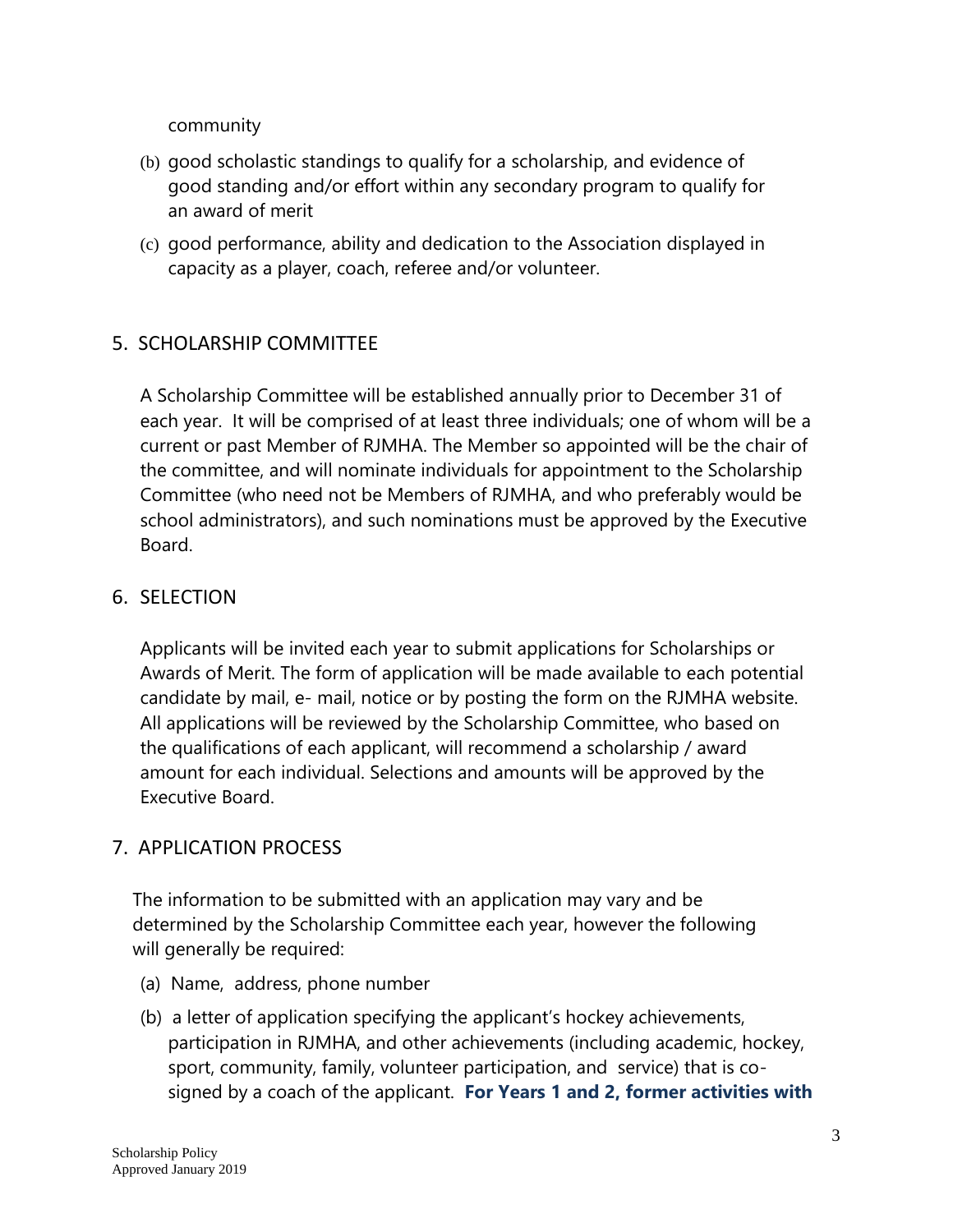community

(b) good scholastic standings to qualify for a scholarship, and evidence of good standing and/or effort within any secondary program to qualify for an award of merit

(c) good performance, ability and dedication to the Association displayed in capacity as a player, coach, referee and/or volunteer.

## 5. SCHOLARSHIP COMMITTEE

A Scholarship Committee will be established annually prior to December 31 of each year. It will be comprised of at least three individuals; one of whom will be a current or past Member of RJMHA. The Member so appointed will be the chair of the committee, and will nominate individuals for appointment to the Scholarship Committee (who need not be Members of RJMHA, and who preferably would be school administrators), and such nominations must be approved by the Executive Board.

## 6. SELECTION

Applicants will be invited each year to submit applications for Scholarships or Awards of Merit. The form of application will be made available to each potential candidate by mail, e- mail, notice or by posting the form on the RJMHA website. All applications will be reviewed by the Scholarship Committee, who based on the qualifications of each applicant, will recommend a scholarship / award amount for each individual. Selections and amounts will be approved by the Executive Board.

## 7. APPLICATION PROCESS

The information to be submitted with an application may vary and be determined by the Scholarship Committee each year, however the following will generally be required:

(a) Name, address, phone number

(b) a letter of application specifying the applicant's hockey achievements, participation in RJMHA, and other achievements (including academic, hockey, sport, community, family, volunteer participation, and service) that is co-signed by a coach of the applicant. **For Years 1 and 2, former activities with**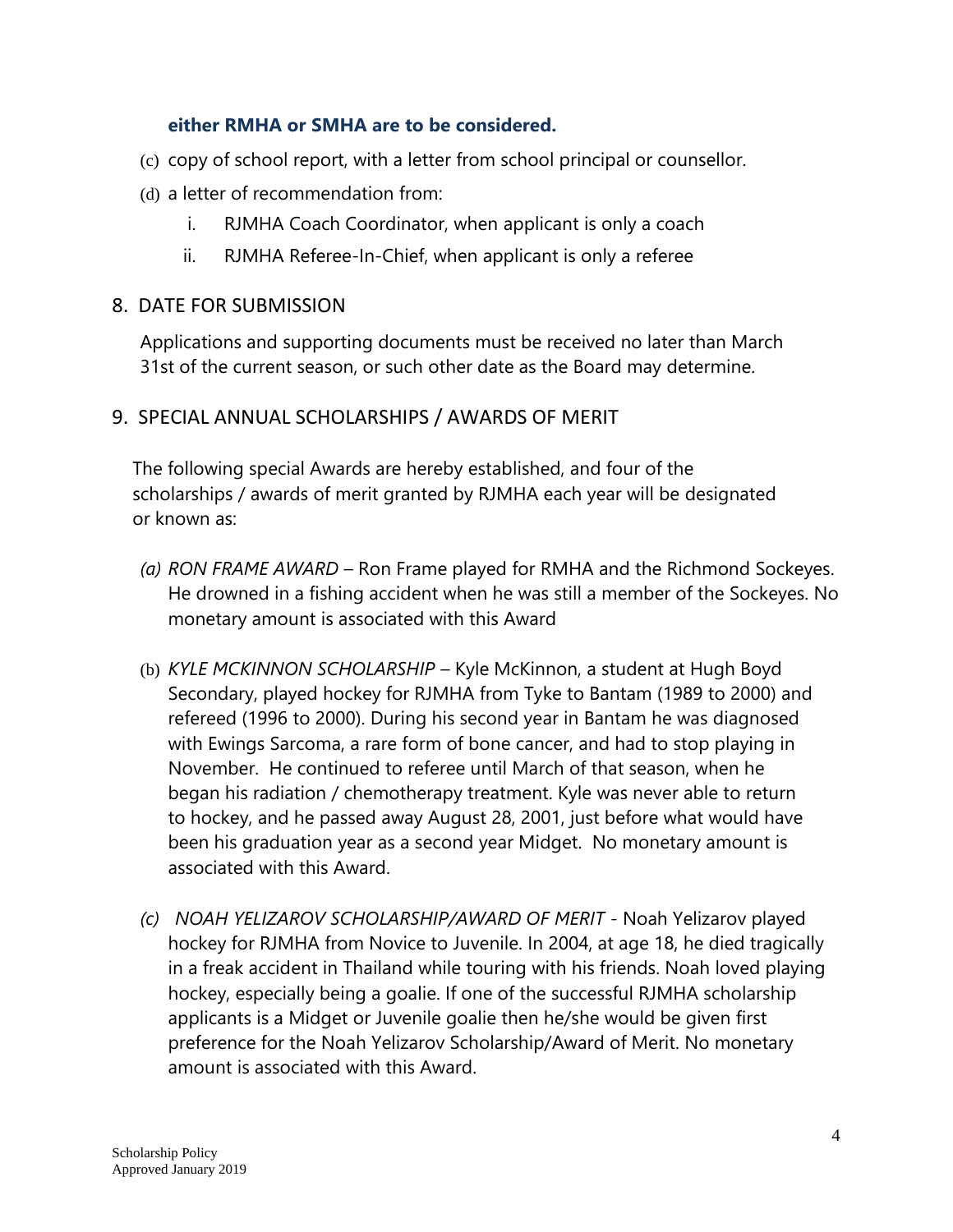**either RMHA or SMHA are to be considered.**

(c) copy of school report, with a letter from school principal or counsellor.

(d) a letter of recommendation from:

  i. RJMHA Coach Coordinator, when applicant is only a coach

  ii. RJMHA Referee-In-Chief, when applicant is only a referee

## 8. DATE FOR SUBMISSION

Applications and supporting documents must be received no later than March 31st of the current season, or such other date as the Board may determine.

## 9. SPECIAL ANNUAL SCHOLARSHIPS / AWARDS OF MERIT

The following special Awards are hereby established, and four of the scholarships / awards of merit granted by RJMHA each year will be designated or known as:

*(a) RON FRAME AWARD* – Ron Frame played for RMHA and the Richmond Sockeyes. He drowned in a fishing accident when he was still a member of the Sockeyes. No monetary amount is associated with this Award

(b) *KYLE MCKINNON SCHOLARSHIP* – Kyle McKinnon, a student at Hugh Boyd Secondary, played hockey for RJMHA from Tyke to Bantam (1989 to 2000) and refereed (1996 to 2000). During his second year in Bantam he was diagnosed with Ewings Sarcoma, a rare form of bone cancer, and had to stop playing in November. He continued to referee until March of that season, when he began his radiation / chemotherapy treatment. Kyle was never able to return to hockey, and he passed away August 28, 2001, just before what would have been his graduation year as a second year Midget. No monetary amount is associated with this Award.

*(c) NOAH YELIZAROV SCHOLARSHIP/AWARD OF MERIT* - Noah Yelizarov played hockey for RJMHA from Novice to Juvenile. In 2004, at age 18, he died tragically in a freak accident in Thailand while touring with his friends. Noah loved playing hockey, especially being a goalie. If one of the successful RJMHA scholarship applicants is a Midget or Juvenile goalie then he/she would be given first preference for the Noah Yelizarov Scholarship/Award of Merit. No monetary amount is associated with this Award.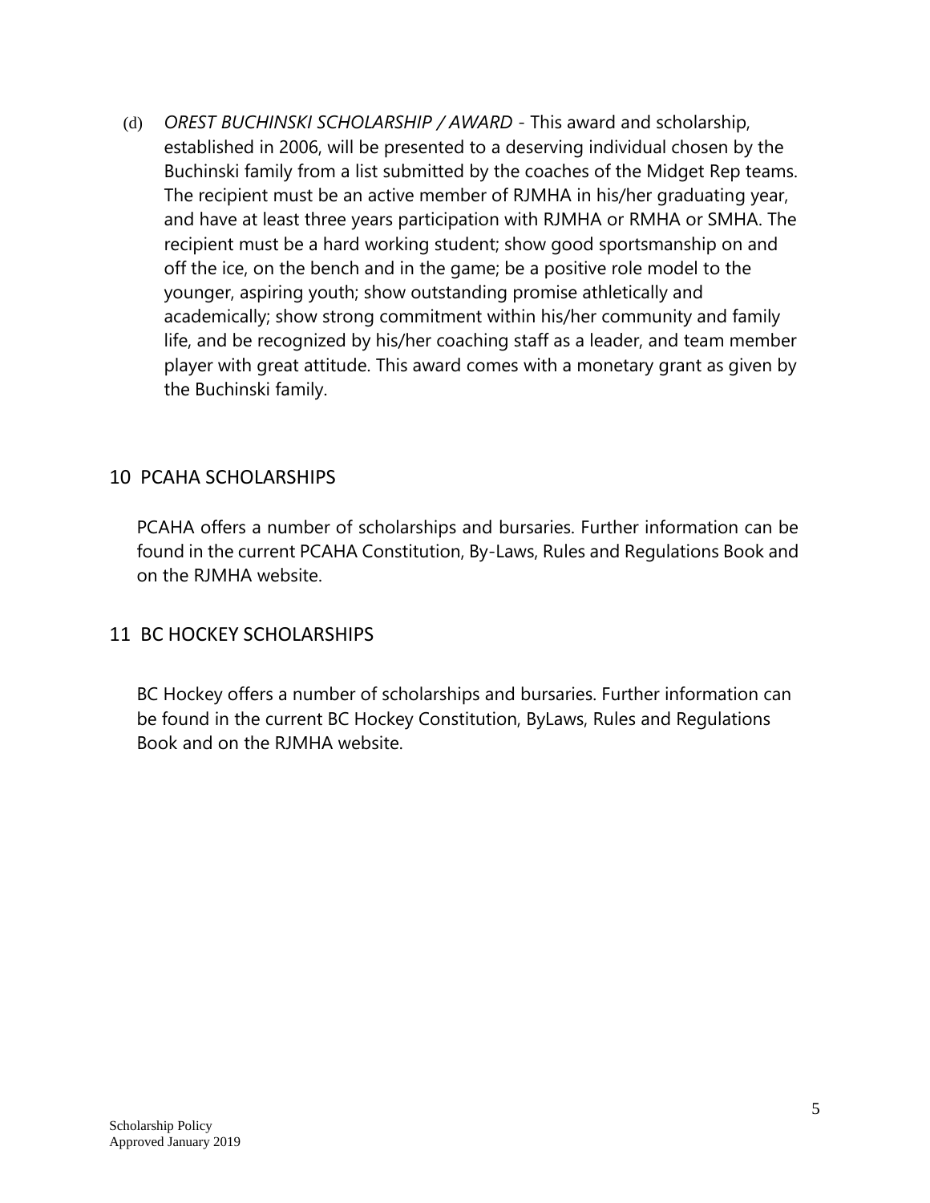(d) *OREST BUCHINSKI SCHOLARSHIP / AWARD* - This award and scholarship, established in 2006, will be presented to a deserving individual chosen by the Buchinski family from a list submitted by the coaches of the Midget Rep teams. The recipient must be an active member of RJMHA in his/her graduating year, and have at least three years participation with RJMHA or RMHA or SMHA. The recipient must be a hard working student; show good sportsmanship on and off the ice, on the bench and in the game; be a positive role model to the younger, aspiring youth; show outstanding promise athletically and academically; show strong commitment within his/her community and family life, and be recognized by his/her coaching staff as a leader, and team member player with great attitude. This award comes with a monetary grant as given by the Buchinski family.

## 10 PCAHA SCHOLARSHIPS

PCAHA offers a number of scholarships and bursaries. Further information can be found in the current PCAHA Constitution, By-Laws, Rules and Regulations Book and on the RJMHA website.

## 11 BC HOCKEY SCHOLARSHIPS

BC Hockey offers a number of scholarships and bursaries. Further information can be found in the current BC Hockey Constitution, ByLaws, Rules and Regulations Book and on the RJMHA website.

Scholarship Policy
Approved January 2019